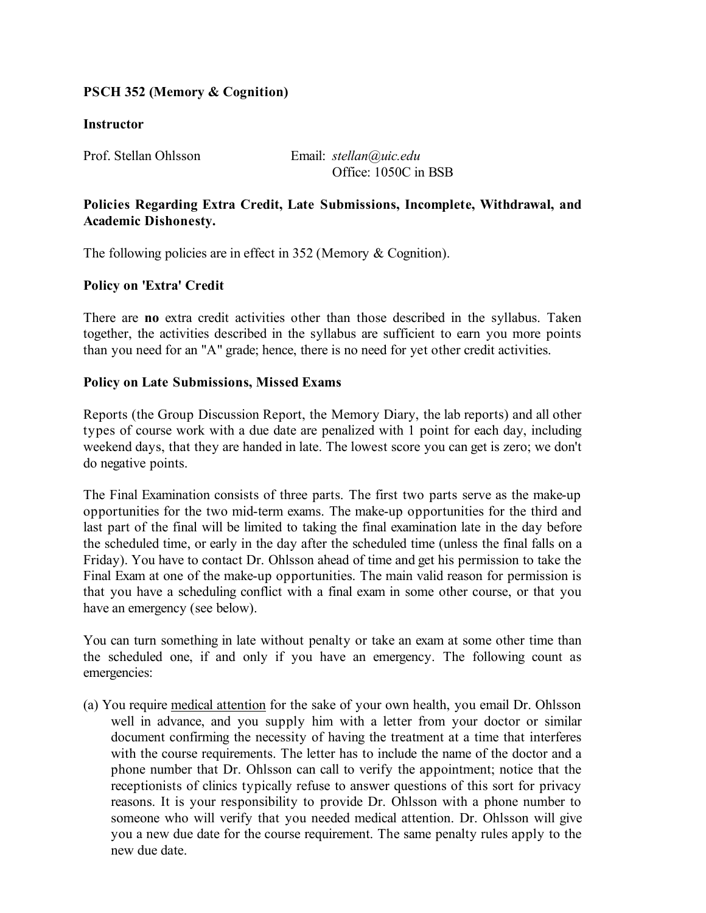**PSCH 352 (Memory & Cognition)**

**Instructor**

Prof. Stellan Ohlsson

Email: *stellan@uic.edu*
Office: 1050C in BSB

**Policies Regarding Extra Credit, Late Submissions, Incomplete, Withdrawal, and Academic Dishonesty.**

The following policies are in effect in 352 (Memory & Cognition).

**Policy on 'Extra' Credit**

There are **no** extra credit activities other than those described in the syllabus. Taken together, the activities described in the syllabus are sufficient to earn you more points than you need for an "A" grade; hence, there is no need for yet other credit activities.

**Policy on Late Submissions, Missed Exams**

Reports (the Group Discussion Report, the Memory Diary, the lab reports) and all other types of course work with a due date are penalized with 1 point for each day, including weekend days, that they are handed in late. The lowest score you can get is zero; we don't do negative points.

The Final Examination consists of three parts. The first two parts serve as the make-up opportunities for the two mid-term exams. The make-up opportunities for the third and last part of the final will be limited to taking the final examination late in the day before the scheduled time, or early in the day after the scheduled time (unless the final falls on a Friday). You have to contact Dr. Ohlsson ahead of time and get his permission to take the Final Exam at one of the make-up opportunities. The main valid reason for permission is that you have a scheduling conflict with a final exam in some other course, or that you have an emergency (see below).

You can turn something in late without penalty or take an exam at some other time than the scheduled one, if and only if you have an emergency. The following count as emergencies:

(a) You require <u>medical attention</u> for the sake of your own health, you email Dr. Ohlsson well in advance, and you supply him with a letter from your doctor or similar document confirming the necessity of having the treatment at a time that interferes with the course requirements. The letter has to include the name of the doctor and a phone number that Dr. Ohlsson can call to verify the appointment; notice that the receptionists of clinics typically refuse to answer questions of this sort for privacy reasons. It is your responsibility to provide Dr. Ohlsson with a phone number to someone who will verify that you needed medical attention. Dr. Ohlsson will give you a new due date for the course requirement. The same penalty rules apply to the new due date.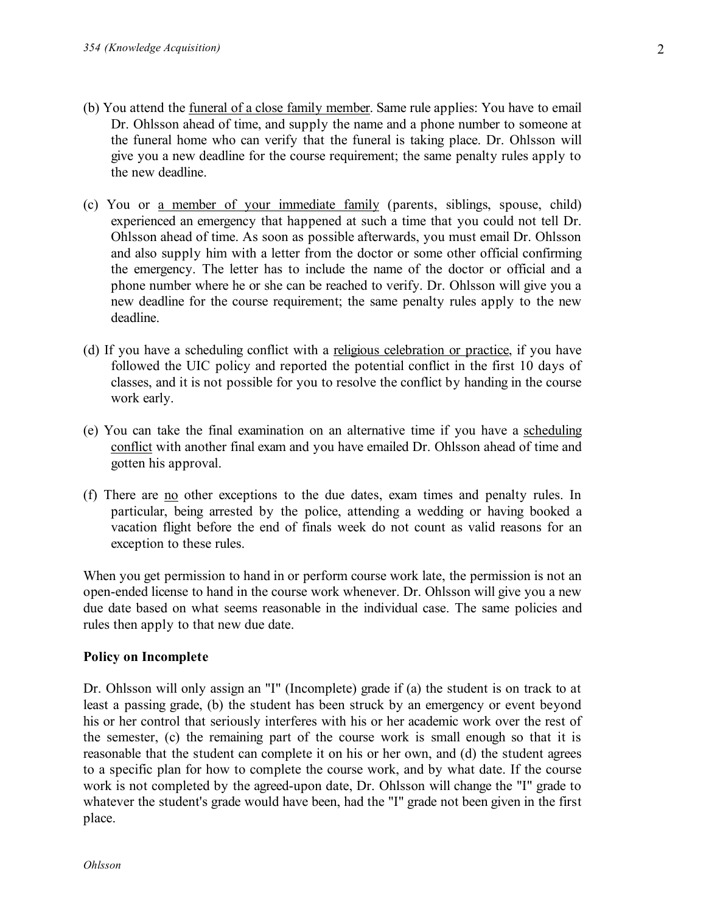(b) You attend the <u>funeral of a close family member</u>. Same rule applies: You have to email Dr. Ohlsson ahead of time, and supply the name and a phone number to someone at the funeral home who can verify that the funeral is taking place. Dr. Ohlsson will give you a new deadline for the course requirement; the same penalty rules apply to the new deadline.

(c) You or <u>a member of your immediate family</u> (parents, siblings, spouse, child) experienced an emergency that happened at such a time that you could not tell Dr. Ohlsson ahead of time. As soon as possible afterwards, you must email Dr. Ohlsson and also supply him with a letter from the doctor or some other official confirming the emergency. The letter has to include the name of the doctor or official and a phone number where he or she can be reached to verify. Dr. Ohlsson will give you a new deadline for the course requirement; the same penalty rules apply to the new deadline.

(d) If you have a scheduling conflict with a <u>religious celebration or practice</u>, if you have followed the UIC policy and reported the potential conflict in the first 10 days of classes, and it is not possible for you to resolve the conflict by handing in the course work early.

(e) You can take the final examination on an alternative time if you have a <u>scheduling conflict</u> with another final exam and you have emailed Dr. Ohlsson ahead of time and gotten his approval.

(f) There are <u>no</u> other exceptions to the due dates, exam times and penalty rules. In particular, being arrested by the police, attending a wedding or having booked a vacation flight before the end of finals week do not count as valid reasons for an exception to these rules.

When you get permission to hand in or perform course work late, the permission is not an open-ended license to hand in the course work whenever. Dr. Ohlsson will give you a new due date based on what seems reasonable in the individual case. The same policies and rules then apply to that new due date.

**Policy on Incomplete**

Dr. Ohlsson will only assign an "I" (Incomplete) grade if (a) the student is on track to at least a passing grade, (b) the student has been struck by an emergency or event beyond his or her control that seriously interferes with his or her academic work over the rest of the semester, (c) the remaining part of the course work is small enough so that it is reasonable that the student can complete it on his or her own, and (d) the student agrees to a specific plan for how to complete the course work, and by what date. If the course work is not completed by the agreed-upon date, Dr. Ohlsson will change the "I" grade to whatever the student's grade would have been, had the "I" grade not been given in the first place.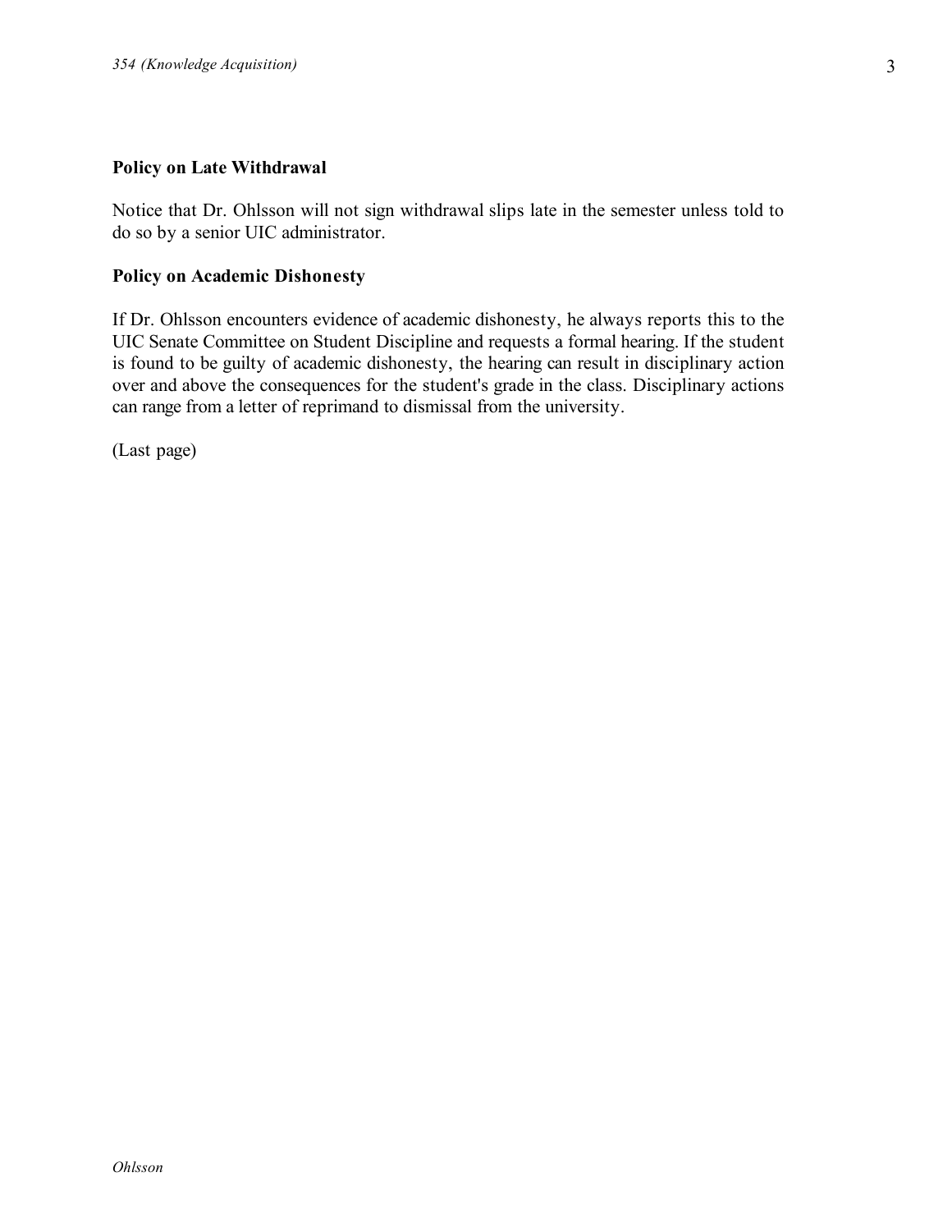**Policy on Late Withdrawal**

Notice that Dr. Ohlsson will not sign withdrawal slips late in the semester unless told to do so by a senior UIC administrator.

**Policy on Academic Dishonesty**

If Dr. Ohlsson encounters evidence of academic dishonesty, he always reports this to the UIC Senate Committee on Student Discipline and requests a formal hearing. If the student is found to be guilty of academic dishonesty, the hearing can result in disciplinary action over and above the consequences for the student's grade in the class. Disciplinary actions can range from a letter of reprimand to dismissal from the university.

(Last page)